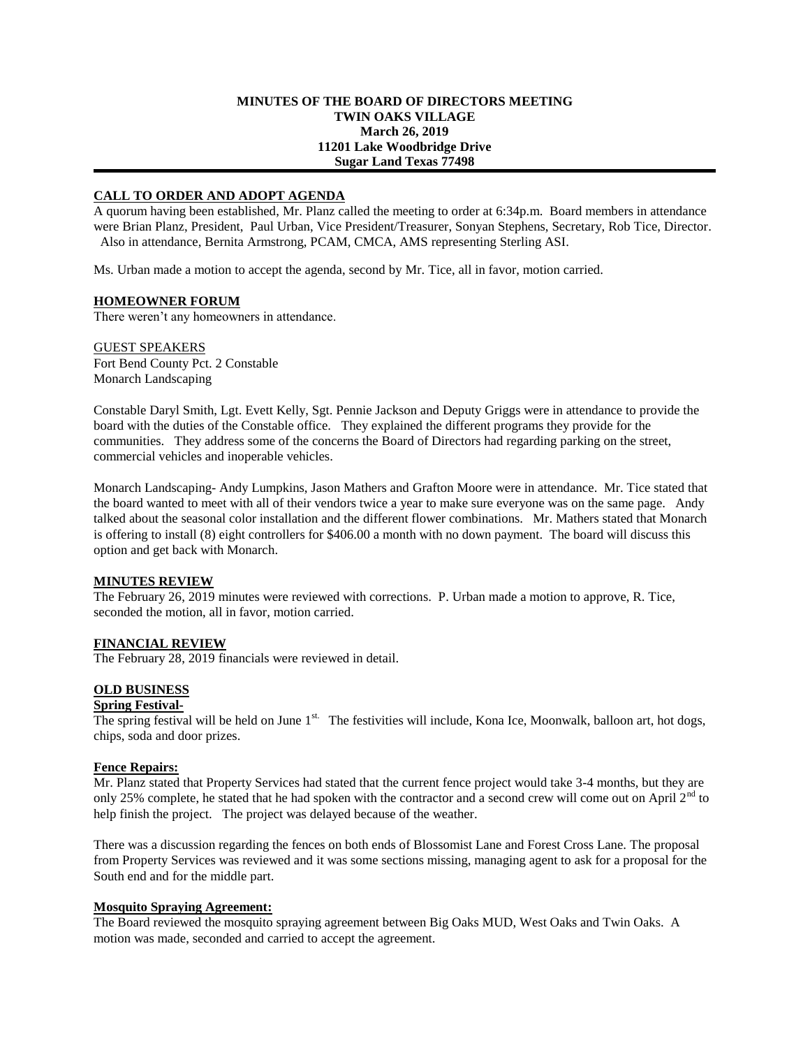**MINUTES OF THE BOARD OF DIRECTORS MEETING**
**TWIN OAKS VILLAGE**
**March 26, 2019**
**11201 Lake Woodbridge Drive**
**Sugar Land Texas 77498**

## CALL TO ORDER AND ADOPT AGENDA

A quorum having been established, Mr. Planz called the meeting to order at 6:34p.m. Board members in attendance were Brian Planz, President, Paul Urban, Vice President/Treasurer, Sonyan Stephens, Secretary, Rob Tice, Director. Also in attendance, Bernita Armstrong, PCAM, CMCA, AMS representing Sterling ASI.

Ms. Urban made a motion to accept the agenda, second by Mr. Tice, all in favor, motion carried.

## HOMEOWNER FORUM

There weren't any homeowners in attendance.

GUEST SPEAKERS
Fort Bend County Pct. 2 Constable
Monarch Landscaping

Constable Daryl Smith, Lgt. Evett Kelly, Sgt. Pennie Jackson and Deputy Griggs were in attendance to provide the board with the duties of the Constable office. They explained the different programs they provide for the communities. They address some of the concerns the Board of Directors had regarding parking on the street, commercial vehicles and inoperable vehicles.

Monarch Landscaping- Andy Lumpkins, Jason Mathers and Grafton Moore were in attendance. Mr. Tice stated that the board wanted to meet with all of their vendors twice a year to make sure everyone was on the same page. Andy talked about the seasonal color installation and the different flower combinations. Mr. Mathers stated that Monarch is offering to install (8) eight controllers for $406.00 a month with no down payment. The board will discuss this option and get back with Monarch.

## MINUTES REVIEW

The February 26, 2019 minutes were reviewed with corrections. P. Urban made a motion to approve, R. Tice, seconded the motion, all in favor, motion carried.

## FINANCIAL REVIEW

The February 28, 2019 financials were reviewed in detail.

## OLD BUSINESS

### Spring Festival-

The spring festival will be held on June 1st. The festivities will include, Kona Ice, Moonwalk, balloon art, hot dogs, chips, soda and door prizes.

### Fence Repairs:

Mr. Planz stated that Property Services had stated that the current fence project would take 3-4 months, but they are only 25% complete, he stated that he had spoken with the contractor and a second crew will come out on April 2nd to help finish the project. The project was delayed because of the weather.

There was a discussion regarding the fences on both ends of Blossomist Lane and Forest Cross Lane. The proposal from Property Services was reviewed and it was some sections missing, managing agent to ask for a proposal for the South end and for the middle part.

### Mosquito Spraying Agreement:

The Board reviewed the mosquito spraying agreement between Big Oaks MUD, West Oaks and Twin Oaks. A motion was made, seconded and carried to accept the agreement.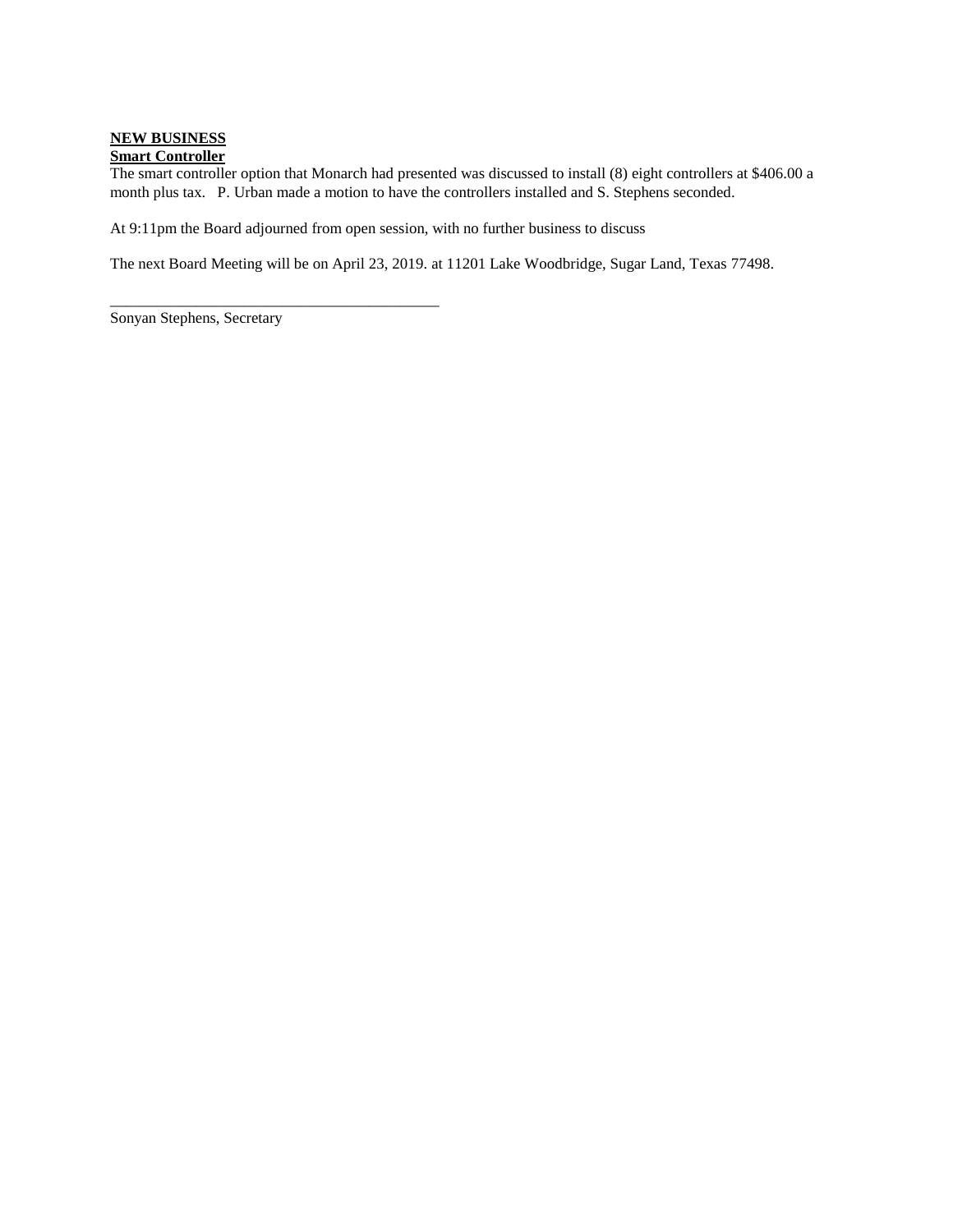**NEW BUSINESS**

**Smart Controller**

The smart controller option that Monarch had presented was discussed to install (8) eight controllers at $406.00 a month plus tax. P. Urban made a motion to have the controllers installed and S. Stephens seconded.

At 9:11pm the Board adjourned from open session, with no further business to discuss

The next Board Meeting will be on April 23, 2019. at 11201 Lake Woodbridge, Sugar Land, Texas 77498.

_____________________________________________

Sonyan Stephens, Secretary